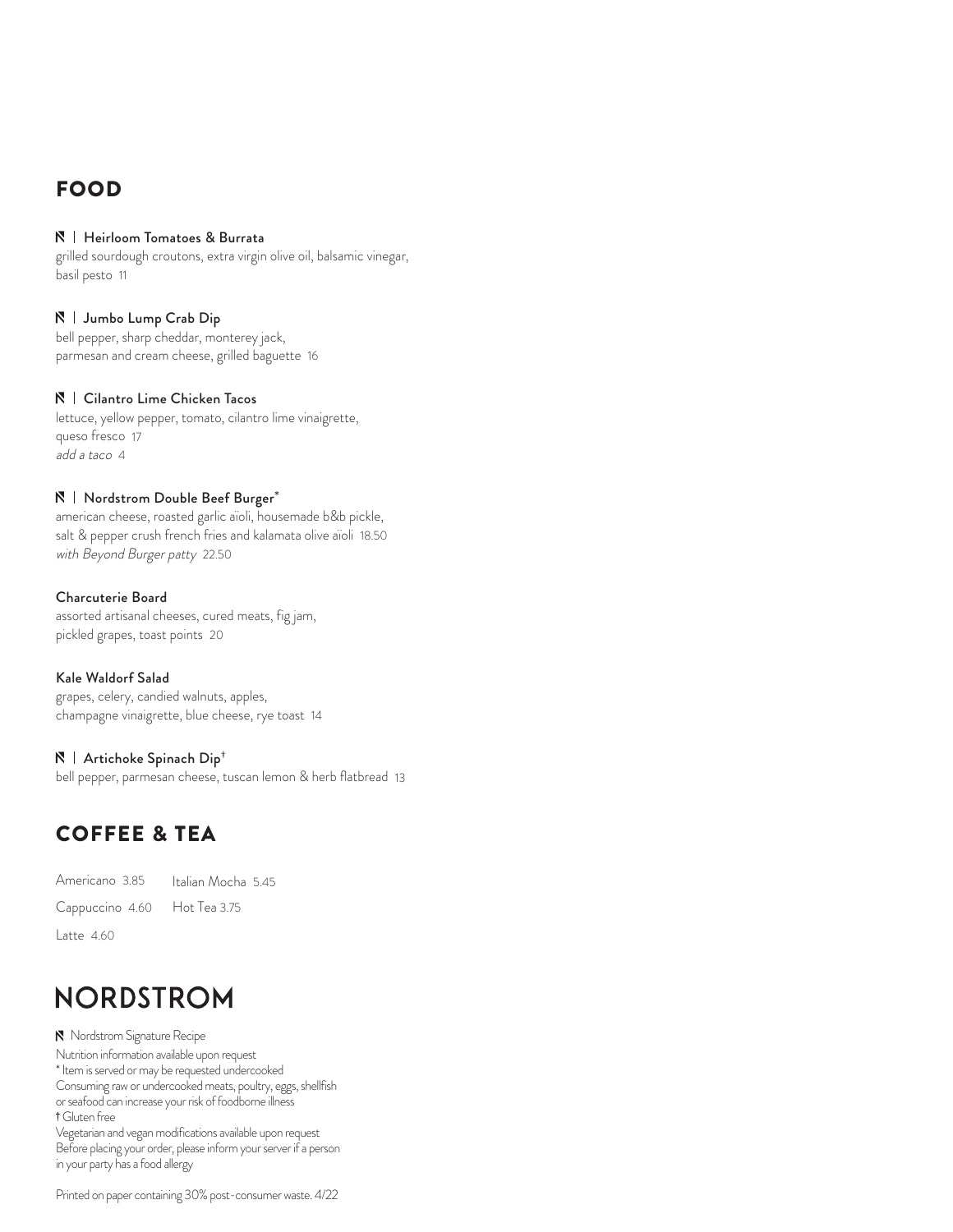## FOOD

**N | Heirloom Tomatoes & Burrata**
grilled sourdough croutons, extra virgin olive oil, balsamic vinegar, basil pesto 11

**N | Jumbo Lump Crab Dip**
bell pepper, sharp cheddar, monterey jack, parmesan and cream cheese, grilled baguette 16

**N | Cilantro Lime Chicken Tacos**
lettuce, yellow pepper, tomato, cilantro lime vinaigrette, queso fresco 17
*add a taco* 4

**N | Nordstrom Double Beef Burger***
american cheese, roasted garlic aïoli, housemade b&b pickle, salt & pepper crush french fries and kalamata olive aïoli 18.50
*with Beyond Burger patty* 22.50

**Charcuterie Board**
assorted artisanal cheeses, cured meats, fig jam, pickled grapes, toast points 20

**Kale Waldorf Salad**
grapes, celery, candied walnuts, apples, champagne vinaigrette, blue cheese, rye toast 14

**N | Artichoke Spinach Dip†**
bell pepper, parmesan cheese, tuscan lemon & herb flatbread 13

## COFFEE & TEA

Americano 3.85
Cappuccino 4.60
Latte 4.60
Italian Mocha 5.45
Hot Tea 3.75

# NORDSTROM

N Nordstrom Signature Recipe
Nutrition information available upon request
* Item is served or may be requested undercooked
Consuming raw or undercooked meats, poultry, eggs, shellfish or seafood can increase your risk of foodborne illness
† Gluten free
Vegetarian and vegan modifications available upon request
Before placing your order, please inform your server if a person in your party has a food allergy

Printed on paper containing 30% post-consumer waste. 4/22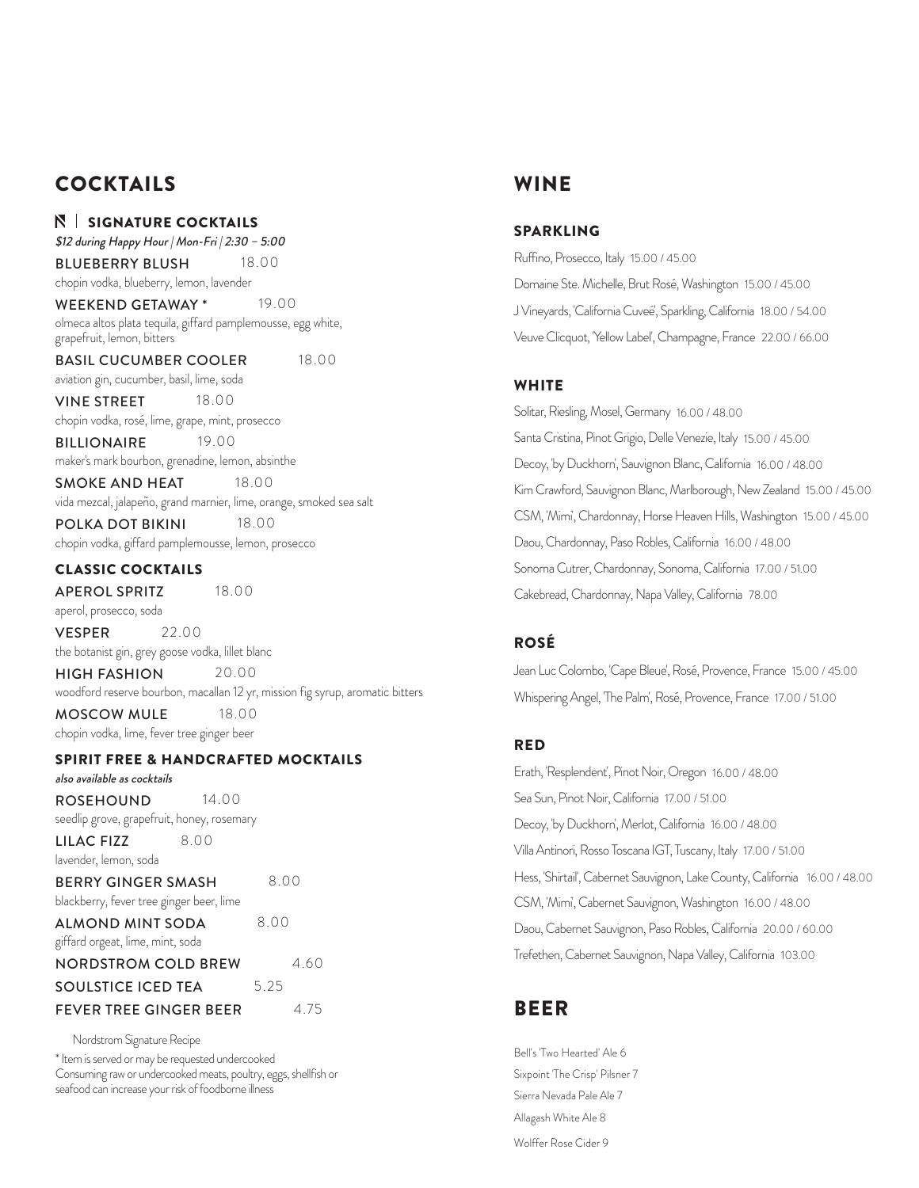# COCKTAILS

## N | SIGNATURE COCKTAILS

*$12 during Happy Hour | Mon-Fri | 2:30 – 5:00*

**BLUEBERRY BLUSH** 18.00
chopin vodka, blueberry, lemon, lavender

**WEEKEND GETAWAY *** 19.00
olmeca altos plata tequila, giffard pamplemousse, egg white, grapefruit, lemon, bitters

**BASIL CUCUMBER COOLER** 18.00
aviation gin, cucumber, basil, lime, soda

**VINE STREET** 18.00
chopin vodka, rosé, lime, grape, mint, prosecco

**BILLIONAIRE** 19.00
maker's mark bourbon, grenadine, lemon, absinthe

**SMOKE AND HEAT** 18.00
vida mezcal, jalapeño, grand marnier, lime, orange, smoked sea salt

**POLKA DOT BIKINI** 18.00
chopin vodka, giffard pamplemousse, lemon, prosecco

## CLASSIC COCKTAILS

**APEROL SPRITZ** 18.00
aperol, prosecco, soda

**VESPER** 22.00
the botanist gin, grey goose vodka, lillet blanc

**HIGH FASHION** 20.00
woodford reserve bourbon, macallan 12 yr, mission fig syrup, aromatic bitters

**MOSCOW MULE** 18.00
chopin vodka, lime, fever tree ginger beer

## SPIRIT FREE & HANDCRAFTED MOCKTAILS

*also available as cocktails*

**ROSEHOUND** 14.00
seedlip grove, grapefruit, honey, rosemary

**LILAC FIZZ** 8.00
lavender, lemon, soda

**BERRY GINGER SMASH** 8.00
blackberry, fever tree ginger beer, lime

**ALMOND MINT SODA** 8.00
giffard orgeat, lime, mint, soda

**NORDSTROM COLD BREW** 4.60

**SOULSTICE ICED TEA** 5.25

**FEVER TREE GINGER BEER** 4.75

Nordstrom Signature Recipe

* Item is served or may be requested undercooked
Consuming raw or undercooked meats, poultry, eggs, shellfish or seafood can increase your risk of foodborne illness

# WINE

## SPARKLING

Ruffino, Prosecco, Italy 15.00 / 45.00

Domaine Ste. Michelle, Brut Rosé, Washington 15.00 / 45.00

J Vineyards, 'California Cuveé', Sparkling, California 18.00 / 54.00

Veuve Clicquot, 'Yellow Label', Champagne, France 22.00 / 66.00

## WHITE

Solitar, Riesling, Mosel, Germany 16.00 / 48.00

Santa Cristina, Pinot Grigio, Delle Venezie, Italy 15.00 / 45.00

Decoy, 'by Duckhorn', Sauvignon Blanc, California 16.00 / 48.00

Kim Crawford, Sauvignon Blanc, Marlborough, New Zealand 15.00 / 45.00

CSM, 'Mimi', Chardonnay, Horse Heaven Hills, Washington 15.00 / 45.00

Daou, Chardonnay, Paso Robles, California 16.00 / 48.00

Sonoma Cutrer, Chardonnay, Sonoma, California 17.00 / 51.00

Cakebread, Chardonnay, Napa Valley, California 78.00

## ROSÉ

Jean Luc Colombo, 'Cape Bleue', Rosé, Provence, France 15.00 / 45.00

Whispering Angel, 'The Palm', Rosé, Provence, France 17.00 / 51.00

## RED

Erath, 'Resplendent', Pinot Noir, Oregon 16.00 / 48.00

Sea Sun, Pinot Noir, California 17.00 / 51.00

Decoy, 'by Duckhorn', Merlot, California 16.00 / 48.00

Villa Antinori, Rosso Toscana IGT, Tuscany, Italy 17.00 / 51.00

Hess, 'Shirtail', Cabernet Sauvignon, Lake County, California 16.00 / 48.00

CSM, 'Mimi', Cabernet Sauvignon, Washington 16.00 / 48.00

Daou, Cabernet Sauvignon, Paso Robles, California 20.00 / 60.00

Trefethen, Cabernet Sauvignon, Napa Valley, California 103.00

# BEER

Bell's 'Two Hearted' Ale 6

Sixpoint 'The Crisp' Pilsner 7

Sierra Nevada Pale Ale 7

Allagash White Ale 8

Wolffer Rose Cider 9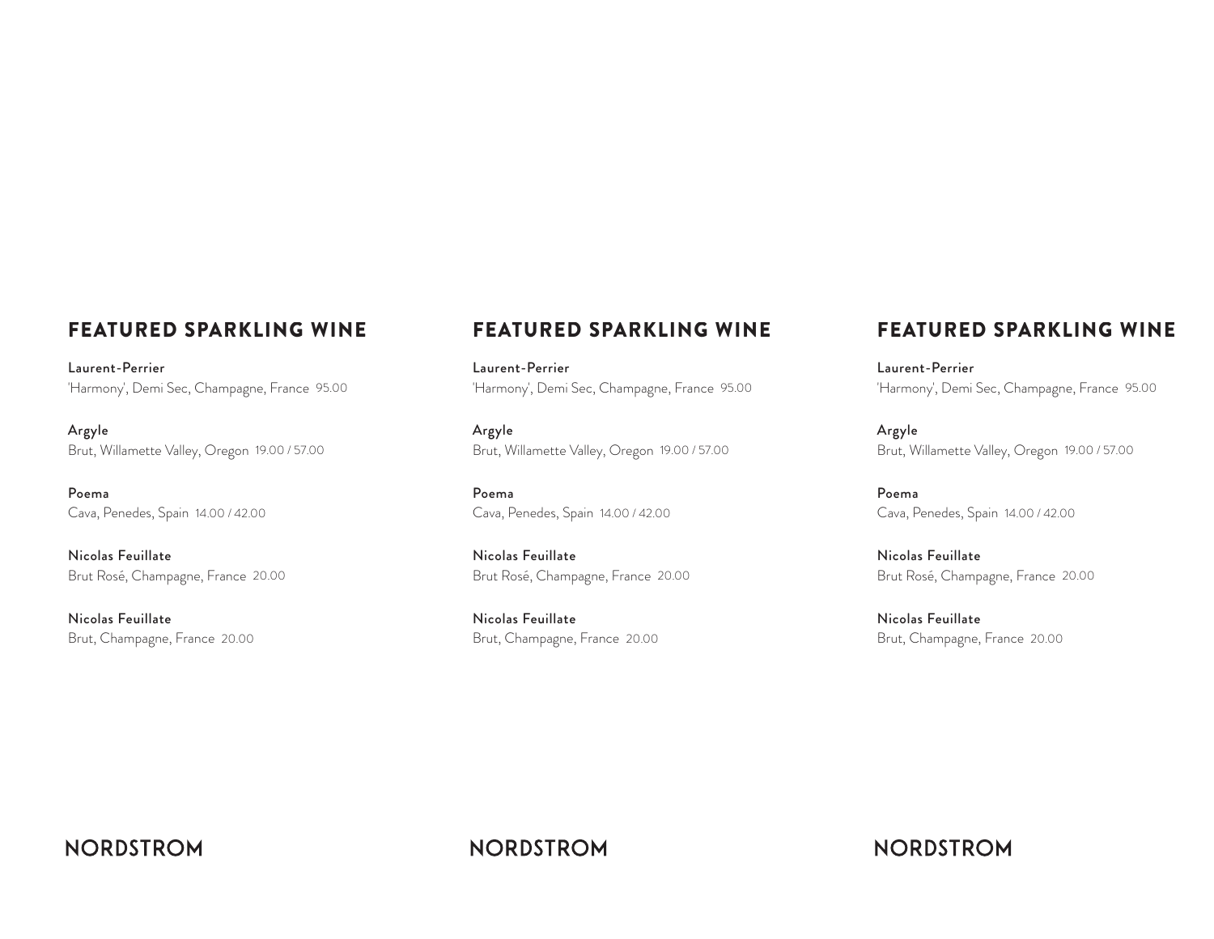## FEATURED SPARKLING WINE

**Laurent-Perrier**
'Harmony', Demi Sec, Champagne, France 95.00

**Argyle**
Brut, Willamette Valley, Oregon 19.00 / 57.00

**Poema**
Cava, Penedes, Spain 14.00 / 42.00

**Nicolas Feuillate**
Brut Rosé, Champagne, France 20.00

**Nicolas Feuillate**
Brut, Champagne, France 20.00

NORDSTROM

## FEATURED SPARKLING WINE

**Laurent-Perrier**
'Harmony', Demi Sec, Champagne, France 95.00

**Argyle**
Brut, Willamette Valley, Oregon 19.00 / 57.00

**Poema**
Cava, Penedes, Spain 14.00 / 42.00

**Nicolas Feuillate**
Brut Rosé, Champagne, France 20.00

**Nicolas Feuillate**
Brut, Champagne, France 20.00

NORDSTROM

## FEATURED SPARKLING WINE

**Laurent-Perrier**
'Harmony', Demi Sec, Champagne, France 95.00

**Argyle**
Brut, Willamette Valley, Oregon 19.00 / 57.00

**Poema**
Cava, Penedes, Spain 14.00 / 42.00

**Nicolas Feuillate**
Brut Rosé, Champagne, France 20.00

**Nicolas Feuillate**
Brut, Champagne, France 20.00

NORDSTROM